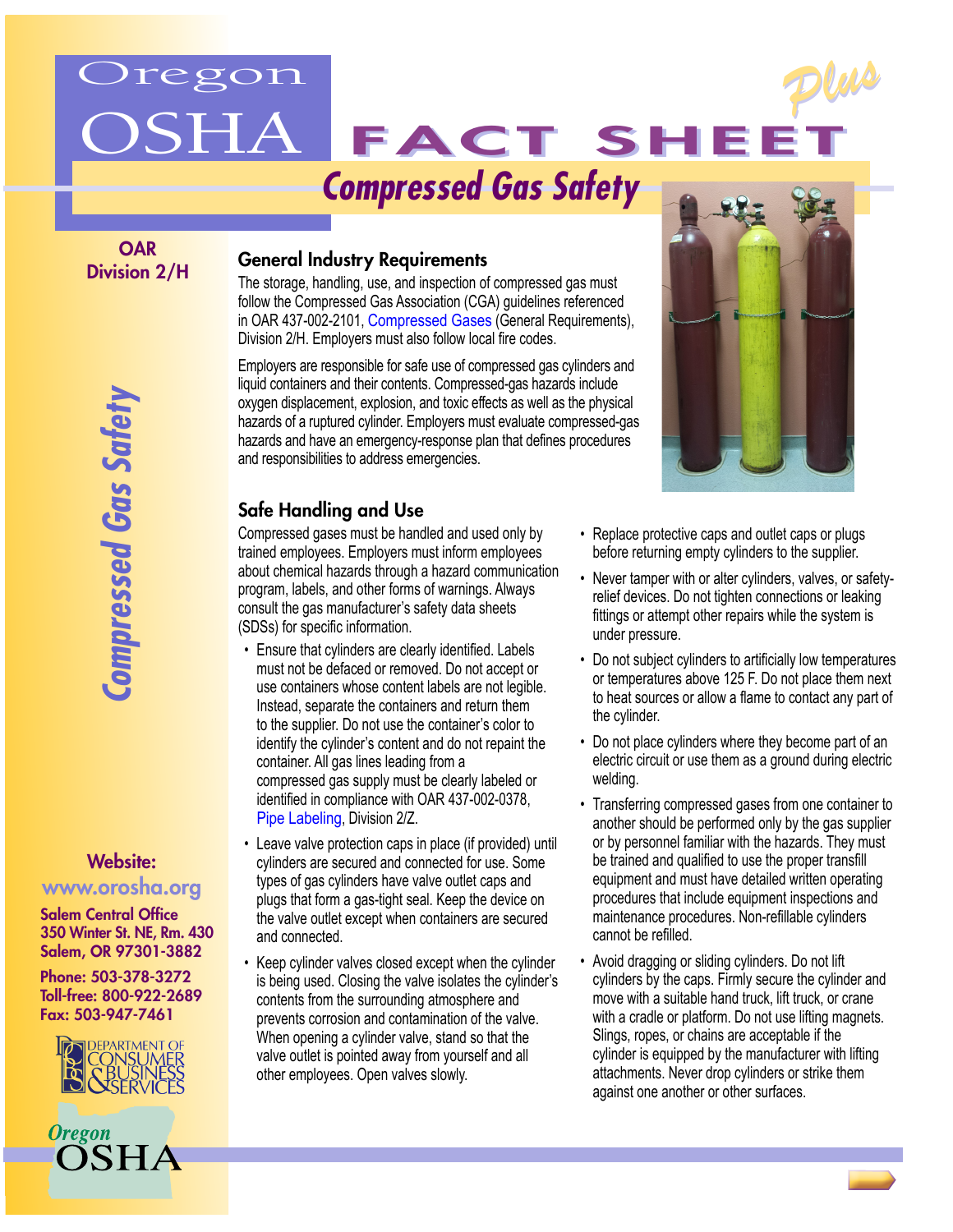# Oregon OSHA FACT SHEET Plus

## Compressed Gas Safety

OAR Division 2/H

### General Industry Requirements

The storage, handling, use, and inspection of compressed gas must follow the Compressed Gas Association (CGA) guidelines referenced in OAR 437-002-2101, Compressed Gases (General Requirements), Division 2/H. Employers must also follow local fire codes.

Employers are responsible for safe use of compressed gas cylinders and liquid containers and their contents. Compressed-gas hazards include oxygen displacement, explosion, and toxic effects as well as the physical hazards of a ruptured cylinder. Employers must evaluate compressed-gas hazards and have an emergency-response plan that defines procedures and responsibilities to address emergencies.

### Safe Handling and Use

Compressed gases must be handled and used only by trained employees. Employers must inform employees about chemical hazards through a hazard communication program, labels, and other forms of warnings. Always consult the gas manufacturer's safety data sheets (SDSs) for specific information.

- Ensure that cylinders are clearly identified. Labels must not be defaced or removed. Do not accept or use containers whose content labels are not legible. Instead, separate the containers and return them to the supplier. Do not use the container's color to identify the cylinder's content and do not repaint the container. All gas lines leading from a compressed gas supply must be clearly labeled or identified in compliance with OAR 437-002-0378, Pipe Labeling, Division 2/Z.
- Leave valve protection caps in place (if provided) until cylinders are secured and connected for use. Some types of gas cylinders have valve outlet caps and plugs that form a gas-tight seal. Keep the device on the valve outlet except when containers are secured and connected.
- Keep cylinder valves closed except when the cylinder is being used. Closing the valve isolates the cylinder's contents from the surrounding atmosphere and prevents corrosion and contamination of the valve. When opening a cylinder valve, stand so that the valve outlet is pointed away from yourself and all other employees. Open valves slowly.
- Replace protective caps and outlet caps or plugs before returning empty cylinders to the supplier.
- Never tamper with or alter cylinders, valves, or safety-relief devices. Do not tighten connections or leaking fittings or attempt other repairs while the system is under pressure.
- Do not subject cylinders to artificially low temperatures or temperatures above 125 F. Do not place them next to heat sources or allow a flame to contact any part of the cylinder.
- Do not place cylinders where they become part of an electric circuit or use them as a ground during electric welding.
- Transferring compressed gases from one container to another should be performed only by the gas supplier or by personnel familiar with the hazards. They must be trained and qualified to use the proper transfill equipment and must have detailed written operating procedures that include equipment inspections and maintenance procedures. Non-refillable cylinders cannot be refilled.
- Avoid dragging or sliding cylinders. Do not lift cylinders by the caps. Firmly secure the cylinder and move with a suitable hand truck, lift truck, or crane with a cradle or platform. Do not use lifting magnets. Slings, ropes, or chains are acceptable if the cylinder is equipped by the manufacturer with lifting attachments. Never drop cylinders or strike them against one another or other surfaces.

**Website:**
www.orosha.org

**Salem Central Office**
350 Winter St. NE, Rm. 430
Salem, OR 97301-3882

Phone: 503-378-3272
Toll-free: 800-922-2689
Fax: 503-947-7461

Department of Consumer & Business Services

Oregon OSHA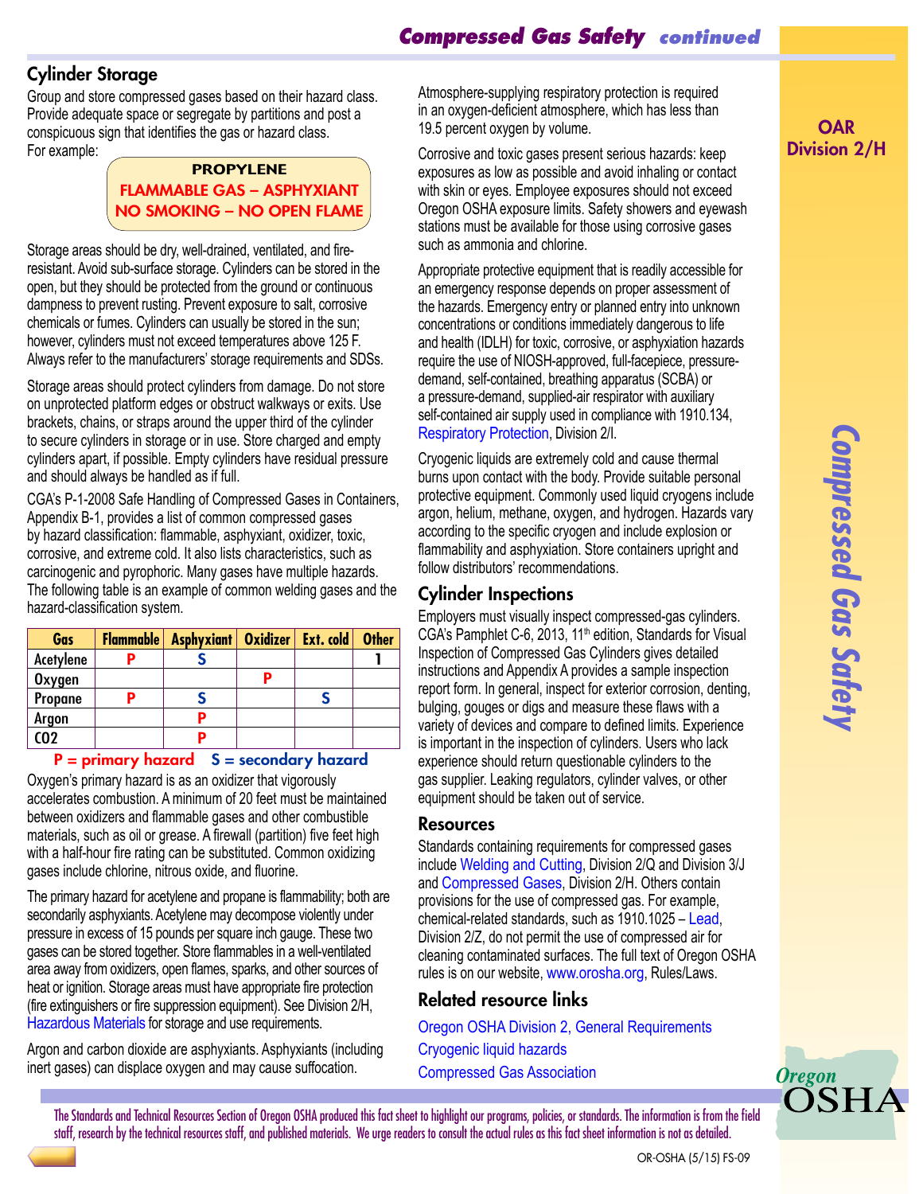## Cylinder Storage

Group and store compressed gases based on their hazard class. Provide adequate space or segregate by partitions and post a conspicuous sign that identifies the gas or hazard class. For example:

**PROPYLENE**
**FLAMMABLE GAS – ASPHYXIANT**
**NO SMOKING – NO OPEN FLAME**

Storage areas should be dry, well-drained, ventilated, and fire-resistant. Avoid sub-surface storage. Cylinders can be stored in the open, but they should be protected from the ground or continuous dampness to prevent rusting. Prevent exposure to salt, corrosive chemicals or fumes. Cylinders can usually be stored in the sun; however, cylinders must not exceed temperatures above 125 F. Always refer to the manufacturers' storage requirements and SDSs.

Storage areas should protect cylinders from damage. Do not store on unprotected platform edges or obstruct walkways or exits. Use brackets, chains, or straps around the upper third of the cylinder to secure cylinders in storage or in use. Store charged and empty cylinders apart, if possible. Empty cylinders have residual pressure and should always be handled as if full.

CGA's P-1-2008 Safe Handling of Compressed Gases in Containers, Appendix B-1, provides a list of common compressed gases by hazard classification: flammable, asphyxiant, oxidizer, toxic, corrosive, and extreme cold. It also lists characteristics, such as carcinogenic and pyrophoric. Many gases have multiple hazards. The following table is an example of common welding gases and the hazard-classification system.

| Gas | Flammable | Asphyxiant | Oxidizer | Ext. cold | Other |
|---|---|---|---|---|---|
| Acetylene | P | S | | | 1 |
| Oxygen | | | P | | |
| Propane | P | S | | S | |
| Argon | | P | | | |
| CO2 | | P | | | |

**P = primary hazard S = secondary hazard**

Oxygen's primary hazard is as an oxidizer that vigorously accelerates combustion. A minimum of 20 feet must be maintained between oxidizers and flammable gases and other combustible materials, such as oil or grease. A firewall (partition) five feet high with a half-hour fire rating can be substituted. Common oxidizing gases include chlorine, nitrous oxide, and fluorine.

The primary hazard for acetylene and propane is flammability; both are secondarily asphyxiants. Acetylene may decompose violently under pressure in excess of 15 pounds per square inch gauge. These two gases can be stored together. Store flammables in a well-ventilated area away from oxidizers, open flames, sparks, and other sources of heat or ignition. Storage areas must have appropriate fire protection (fire extinguishers or fire suppression equipment). See Division 2/H, Hazardous Materials for storage and use requirements.

Argon and carbon dioxide are asphyxiants. Asphyxiants (including inert gases) can displace oxygen and may cause suffocation. Atmosphere-supplying respiratory protection is required in an oxygen-deficient atmosphere, which has less than 19.5 percent oxygen by volume.

Corrosive and toxic gases present serious hazards: keep exposures as low as possible and avoid inhaling or contact with skin or eyes. Employee exposures should not exceed Oregon OSHA exposure limits. Safety showers and eyewash stations must be available for those using corrosive gases such as ammonia and chlorine.

Appropriate protective equipment that is readily accessible for an emergency response depends on proper assessment of the hazards. Emergency entry or planned entry into unknown concentrations or conditions immediately dangerous to life and health (IDLH) for toxic, corrosive, or asphyxiation hazards require the use of NIOSH-approved, full-facepiece, pressure-demand, self-contained, breathing apparatus (SCBA) or a pressure-demand, supplied-air respirator with auxiliary self-contained air supply used in compliance with 1910.134, Respiratory Protection, Division 2/I.

Cryogenic liquids are extremely cold and cause thermal burns upon contact with the body. Provide suitable personal protective equipment. Commonly used liquid cryogens include argon, helium, methane, oxygen, and hydrogen. Hazards vary according to the specific cryogen and include explosion or flammability and asphyxiation. Store containers upright and follow distributors' recommendations.

## Cylinder Inspections

Employers must visually inspect compressed-gas cylinders. CGA's Pamphlet C-6, 2013, 11th edition, Standards for Visual Inspection of Compressed Gas Cylinders gives detailed instructions and Appendix A provides a sample inspection report form. In general, inspect for exterior corrosion, denting, bulging, gouges or digs and measure these flaws with a variety of devices and compare to defined limits. Experience is important in the inspection of cylinders. Users who lack experience should return questionable cylinders to the gas supplier. Leaking regulators, cylinder valves, or other equipment should be taken out of service.

## Resources

Standards containing requirements for compressed gases include Welding and Cutting, Division 2/Q and Division 3/J and Compressed Gases, Division 2/H. Others contain provisions for the use of compressed gas. For example, chemical-related standards, such as 1910.1025 – Lead, Division 2/Z, do not permit the use of compressed air for cleaning contaminated surfaces. The full text of Oregon OSHA rules is on our website, www.orosha.org, Rules/Laws.

## Related resource links

Oregon OSHA Division 2, General Requirements
Cryogenic liquid hazards
Compressed Gas Association

OAR Division 2/H

The Standards and Technical Resources Section of Oregon OSHA produced this fact sheet to highlight our programs, policies, or standards. The information is from the field staff, research by the technical resources staff, and published materials. We urge readers to consult the actual rules as this fact sheet information is not as detailed.

OR-OSHA (5/15) FS-09